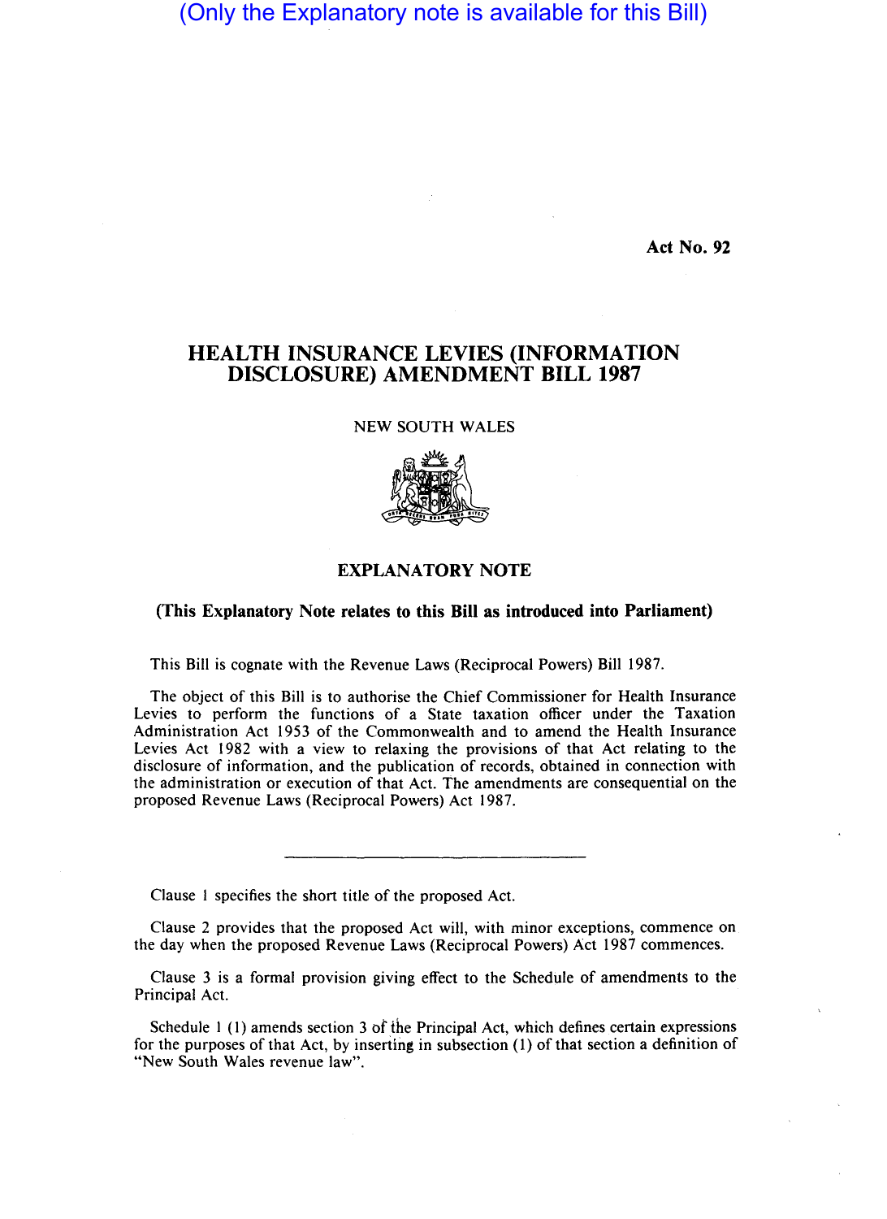(Only the Explanatory note is available for this Bill)

Act No. 92

# HEALTH INSURANCE LEVIES (INFORMATION DISCLOSURE) AMENDMENT BILL 1987

NEW SOUTH WALES

## EXPLANATORY NOTE

**(This Explanatory Note relates to this Bill as introduced into Parliament)**

This Bill is cognate with the Revenue Laws (Reciprocal Powers) Bill 1987.

The object of this Bill is to authorise the Chief Commissioner for Health Insurance Levies to perform the functions of a State taxation officer under the Taxation Administration Act 1953 of the Commonwealth and to amend the Health Insurance Levies Act 1982 with a view to relaxing the provisions of that Act relating to the disclosure of information, and the publication of records, obtained in connection with the administration or execution of that Act. The amendments are consequential on the proposed Revenue Laws (Reciprocal Powers) Act 1987.

---

Clause 1 specifies the short title of the proposed Act.

Clause 2 provides that the proposed Act will, with minor exceptions, commence on the day when the proposed Revenue Laws (Reciprocal Powers) Act 1987 commences.

Clause 3 is a formal provision giving effect to the Schedule of amendments to the Principal Act.

Schedule 1 (1) amends section 3 of the Principal Act, which defines certain expressions for the purposes of that Act, by inserting in subsection (1) of that section a definition of "New South Wales revenue law".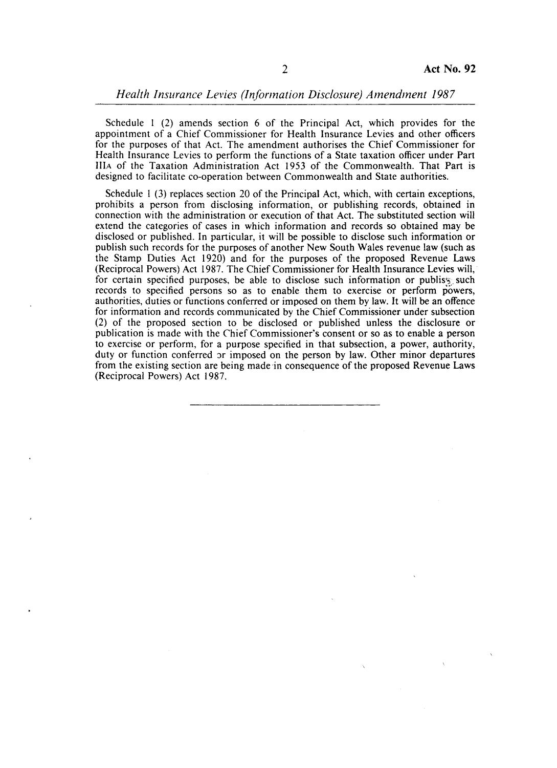Schedule 1 (2) amends section 6 of the Principal Act, which provides for the appointment of a Chief Commissioner for Health Insurance Levies and other officers for the purposes of that Act. The amendment authorises the Chief Commissioner for Health Insurance Levies to perform the functions of a State taxation officer under Part IIIA of the Taxation Administration Act 1953 of the Commonwealth. That Part is designed to facilitate co-operation between Commonwealth and State authorities.

Schedule 1 (3) replaces section 20 of the Principal Act, which, with certain exceptions, prohibits a person from disclosing information, or publishing records, obtained in connection with the administration or execution of that Act. The substituted section will extend the categories of cases in which information and records so obtained may be disclosed or published. In particular, it will be possible to disclose such information or publish such records for the purposes of another New South Wales revenue law (such as the Stamp Duties Act 1920) and for the purposes of the proposed Revenue Laws (Reciprocal Powers) Act 1987. The Chief Commissioner for Health Insurance Levies will, for certain specified purposes, be able to disclose such information or publish such records to specified persons so as to enable them to exercise or perform powers, authorities, duties or functions conferred or imposed on them by law. It will be an offence for information and records communicated by the Chief Commissioner under subsection (2) of the proposed section to be disclosed or published unless the disclosure or publication is made with the Chief Commissioner's consent or so as to enable a person to exercise or perform, for a purpose specified in that subsection, a power, authority, duty or function conferred or imposed on the person by law. Other minor departures from the existing section are being made in consequence of the proposed Revenue Laws (Reciprocal Powers) Act 1987.